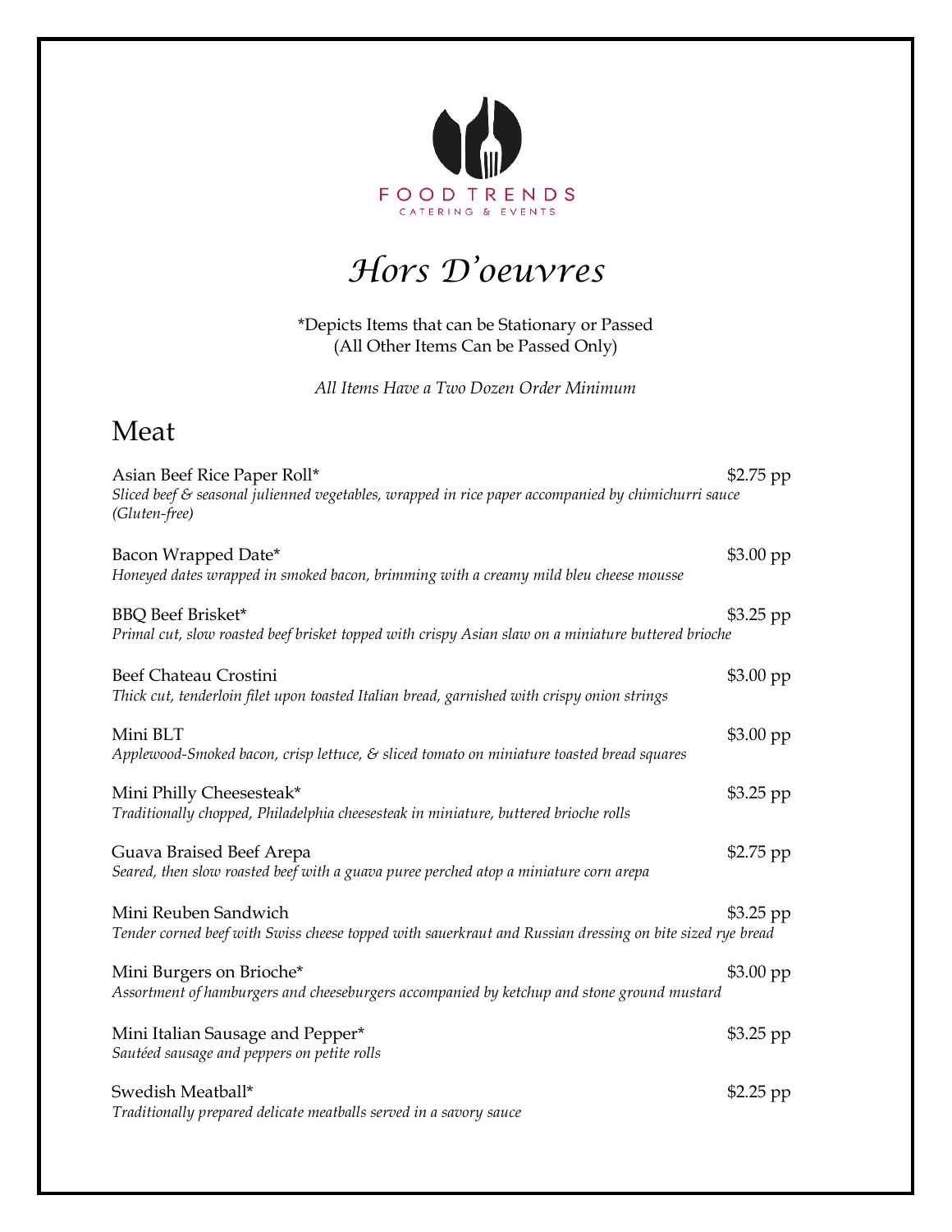FOOD TRENDS
CATERING & EVENTS

# *Hors D'oeuvres*

*Depicts Items that can be Stationary or Passed
(All Other Items Can be Passed Only)

*All Items Have a Two Dozen Order Minimum*

## Meat

Asian Beef Rice Paper Roll* — $2.75 pp
*Sliced beef & seasonal julienned vegetables, wrapped in rice paper accompanied by chimichurri sauce (Gluten-free)*

Bacon Wrapped Date* — $3.00 pp
*Honeyed dates wrapped in smoked bacon, brimming with a creamy mild bleu cheese mousse*

BBQ Beef Brisket* — $3.25 pp
*Primal cut, slow roasted beef brisket topped with crispy Asian slaw on a miniature buttered brioche*

Beef Chateau Crostini — $3.00 pp
*Thick cut, tenderloin filet upon toasted Italian bread, garnished with crispy onion strings*

Mini BLT — $3.00 pp
*Applewood-Smoked bacon, crisp lettuce, & sliced tomato on miniature toasted bread squares*

Mini Philly Cheesesteak* — $3.25 pp
*Traditionally chopped, Philadelphia cheesesteak in miniature, buttered brioche rolls*

Guava Braised Beef Arepa — $2.75 pp
*Seared, then slow roasted beef with a guava puree perched atop a miniature corn arepa*

Mini Reuben Sandwich — $3.25 pp
*Tender corned beef with Swiss cheese topped with sauerkraut and Russian dressing on bite sized rye bread*

Mini Burgers on Brioche* — $3.00 pp
*Assortment of hamburgers and cheeseburgers accompanied by ketchup and stone ground mustard*

Mini Italian Sausage and Pepper* — $3.25 pp
*Sautéed sausage and peppers on petite rolls*

Swedish Meatball* — $2.25 pp
*Traditionally prepared delicate meatballs served in a savory sauce*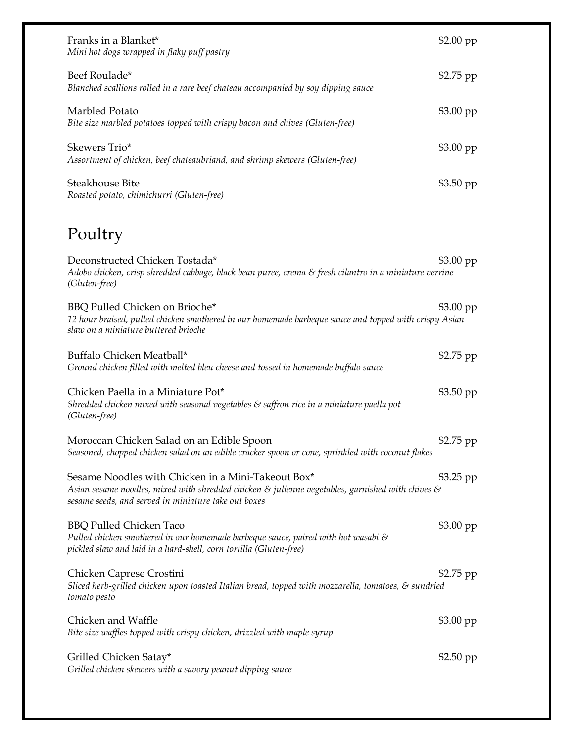Franks in a Blanket* $2.00 pp
*Mini hot dogs wrapped in flaky puff pastry*

Beef Roulade* $2.75 pp
*Blanched scallions rolled in a rare beef chateau accompanied by soy dipping sauce*

Marbled Potato $3.00 pp
*Bite size marbled potatoes topped with crispy bacon and chives (Gluten-free)*

Skewers Trio* $3.00 pp
*Assortment of chicken, beef chateaubriand, and shrimp skewers (Gluten-free)*

Steakhouse Bite $3.50 pp
*Roasted potato, chimichurri (Gluten-free)*

## Poultry

Deconstructed Chicken Tostada* $3.00 pp
*Adobo chicken, crisp shredded cabbage, black bean puree, crema & fresh cilantro in a miniature verrine (Gluten-free)*

BBQ Pulled Chicken on Brioche* $3.00 pp
*12 hour braised, pulled chicken smothered in our homemade barbeque sauce and topped with crispy Asian slaw on a miniature buttered brioche*

Buffalo Chicken Meatball* $2.75 pp
*Ground chicken filled with melted bleu cheese and tossed in homemade buffalo sauce*

Chicken Paella in a Miniature Pot* $3.50 pp
*Shredded chicken mixed with seasonal vegetables & saffron rice in a miniature paella pot (Gluten-free)*

Moroccan Chicken Salad on an Edible Spoon $2.75 pp
*Seasoned, chopped chicken salad on an edible cracker spoon or cone, sprinkled with coconut flakes*

Sesame Noodles with Chicken in a Mini-Takeout Box* $3.25 pp
*Asian sesame noodles, mixed with shredded chicken & julienne vegetables, garnished with chives & sesame seeds, and served in miniature take out boxes*

BBQ Pulled Chicken Taco $3.00 pp
*Pulled chicken smothered in our homemade barbeque sauce, paired with hot wasabi & pickled slaw and laid in a hard-shell, corn tortilla (Gluten-free)*

Chicken Caprese Crostini $2.75 pp
*Sliced herb-grilled chicken upon toasted Italian bread, topped with mozzarella, tomatoes, & sundried tomato pesto*

Chicken and Waffle $3.00 pp
*Bite size waffles topped with crispy chicken, drizzled with maple syrup*

Grilled Chicken Satay* $2.50 pp
*Grilled chicken skewers with a savory peanut dipping sauce*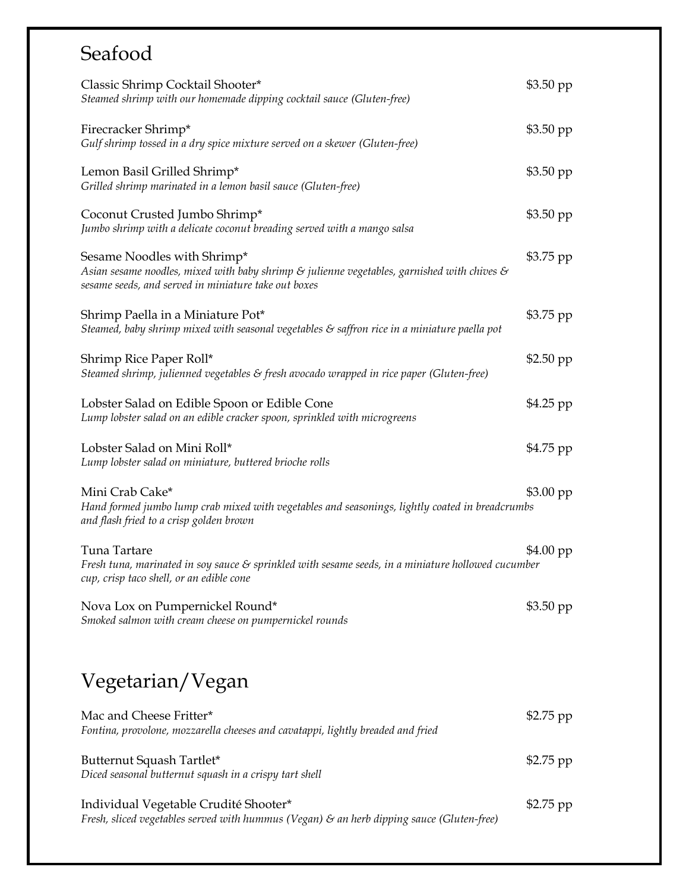## Seafood

Classic Shrimp Cocktail Shooter* — $3.50 pp
*Steamed shrimp with our homemade dipping cocktail sauce (Gluten-free)*

Firecracker Shrimp* — $3.50 pp
*Gulf shrimp tossed in a dry spice mixture served on a skewer (Gluten-free)*

Lemon Basil Grilled Shrimp* — $3.50 pp
*Grilled shrimp marinated in a lemon basil sauce (Gluten-free)*

Coconut Crusted Jumbo Shrimp* — $3.50 pp
*Jumbo shrimp with a delicate coconut breading served with a mango salsa*

Sesame Noodles with Shrimp* — $3.75 pp
*Asian sesame noodles, mixed with baby shrimp & julienne vegetables, garnished with chives & sesame seeds, and served in miniature take out boxes*

Shrimp Paella in a Miniature Pot* — $3.75 pp
*Steamed, baby shrimp mixed with seasonal vegetables & saffron rice in a miniature paella pot*

Shrimp Rice Paper Roll* — $2.50 pp
*Steamed shrimp, julienned vegetables & fresh avocado wrapped in rice paper (Gluten-free)*

Lobster Salad on Edible Spoon or Edible Cone — $4.25 pp
*Lump lobster salad on an edible cracker spoon, sprinkled with microgreens*

Lobster Salad on Mini Roll* — $4.75 pp
*Lump lobster salad on miniature, buttered brioche rolls*

Mini Crab Cake* — $3.00 pp
*Hand formed jumbo lump crab mixed with vegetables and seasonings, lightly coated in breadcrumbs and flash fried to a crisp golden brown*

Tuna Tartare — $4.00 pp
*Fresh tuna, marinated in soy sauce & sprinkled with sesame seeds, in a miniature hollowed cucumber cup, crisp taco shell, or an edible cone*

Nova Lox on Pumpernickel Round* — $3.50 pp
*Smoked salmon with cream cheese on pumpernickel rounds*

## Vegetarian/Vegan

Mac and Cheese Fritter* — $2.75 pp
*Fontina, provolone, mozzarella cheeses and cavatappi, lightly breaded and fried*

Butternut Squash Tartlet* — $2.75 pp
*Diced seasonal butternut squash in a crispy tart shell*

Individual Vegetable Crudité Shooter* — $2.75 pp
*Fresh, sliced vegetables served with hummus (Vegan) & an herb dipping sauce (Gluten-free)*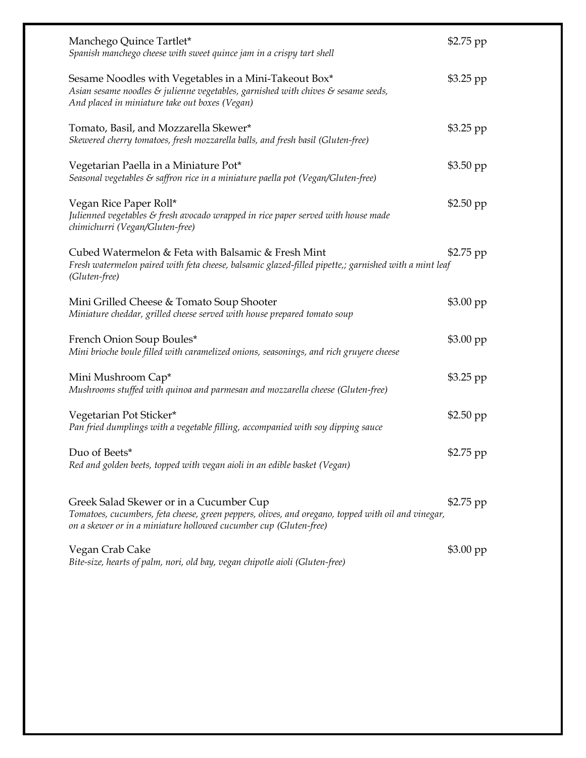Manchego Quince Tartlet* $2.75 pp
*Spanish manchego cheese with sweet quince jam in a crispy tart shell*

Sesame Noodles with Vegetables in a Mini-Takeout Box* $3.25 pp
*Asian sesame noodles & julienne vegetables, garnished with chives & sesame seeds, And placed in miniature take out boxes (Vegan)*

Tomato, Basil, and Mozzarella Skewer* $3.25 pp
*Skewered cherry tomatoes, fresh mozzarella balls, and fresh basil (Gluten-free)*

Vegetarian Paella in a Miniature Pot* $3.50 pp
*Seasonal vegetables & saffron rice in a miniature paella pot (Vegan/Gluten-free)*

Vegan Rice Paper Roll* $2.50 pp
*Julienned vegetables & fresh avocado wrapped in rice paper served with house made chimichurri (Vegan/Gluten-free)*

Cubed Watermelon & Feta with Balsamic & Fresh Mint $2.75 pp
*Fresh watermelon paired with feta cheese, balsamic glazed-filled pipette,; garnished with a mint leaf (Gluten-free)*

Mini Grilled Cheese & Tomato Soup Shooter $3.00 pp
*Miniature cheddar, grilled cheese served with house prepared tomato soup*

French Onion Soup Boules* $3.00 pp
*Mini brioche boule filled with caramelized onions, seasonings, and rich gruyere cheese*

Mini Mushroom Cap* $3.25 pp
*Mushrooms stuffed with quinoa and parmesan and mozzarella cheese (Gluten-free)*

Vegetarian Pot Sticker* $2.50 pp
*Pan fried dumplings with a vegetable filling, accompanied with soy dipping sauce*

Duo of Beets* $2.75 pp
*Red and golden beets, topped with vegan aioli in an edible basket (Vegan)*

Greek Salad Skewer or in a Cucumber Cup $2.75 pp
*Tomatoes, cucumbers, feta cheese, green peppers, olives, and oregano, topped with oil and vinegar, on a skewer or in a miniature hollowed cucumber cup (Gluten-free)*

Vegan Crab Cake $3.00 pp
*Bite-size, hearts of palm, nori, old bay, vegan chipotle aioli (Gluten-free)*